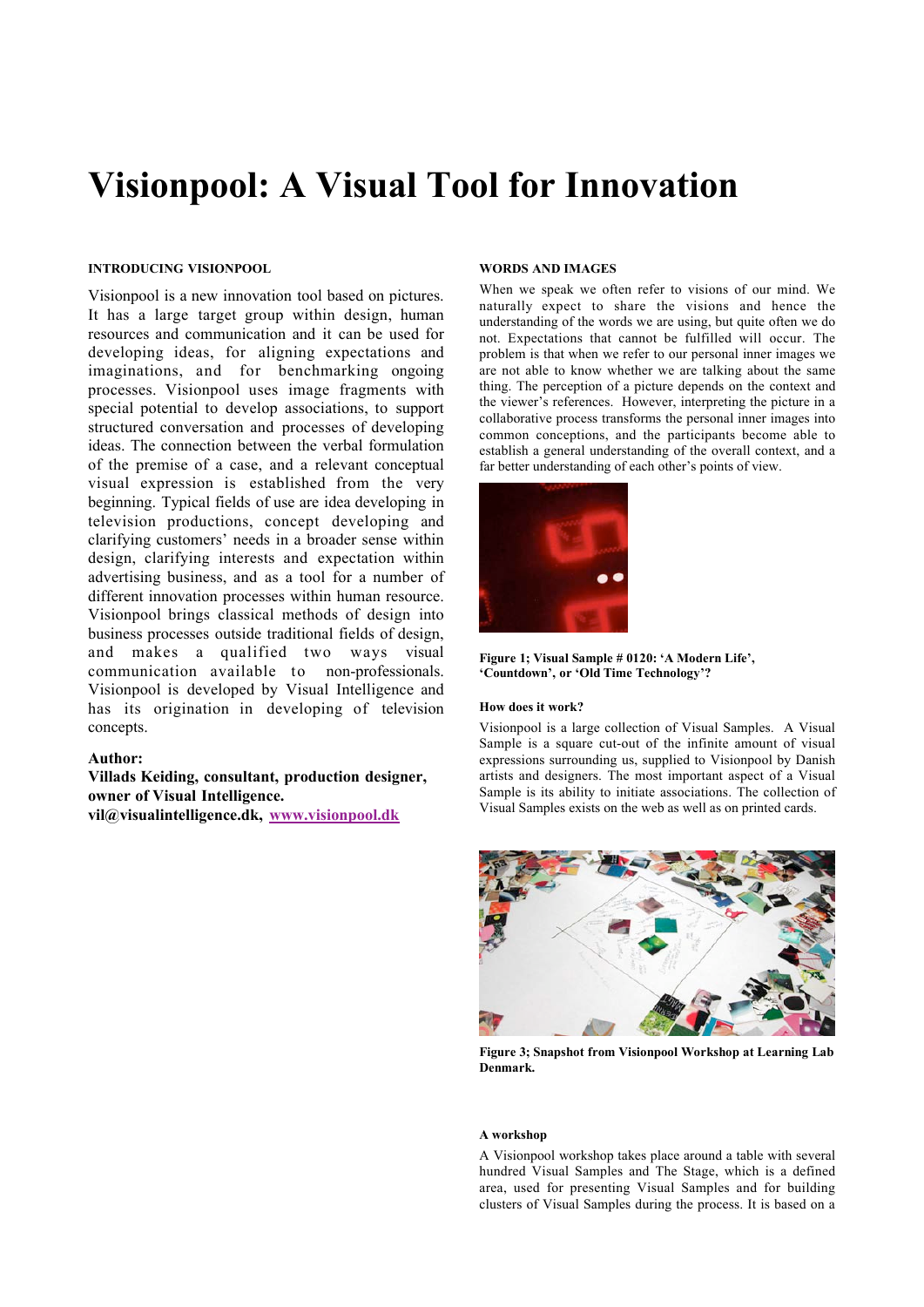# Visionpool: A Visual Tool for Innovation

## INTRODUCING VISIONPOOL

Visionpool is a new innovation tool based on pictures. It has a large target group within design, human resources and communication and it can be used for developing ideas, for aligning expectations and imaginations, and for benchmarking ongoing processes. Visionpool uses image fragments with special potential to develop associations, to support structured conversation and processes of developing ideas. The connection between the verbal formulation of the premise of a case, and a relevant conceptual visual expression is established from the very beginning. Typical fields of use are idea developing in television productions, concept developing and clarifying customers' needs in a broader sense within design, clarifying interests and expectation within advertising business, and as a tool for a number of different innovation processes within human resource. Visionpool brings classical methods of design into business processes outside traditional fields of design, and makes a qualified two ways visual communication available to non-professionals. Visionpool is developed by Visual Intelligence and has its origination in developing of television concepts.

**Author:**
**Villads Keiding, consultant, production designer, owner of Visual Intelligence.**
**vil@visualintelligence.dk, www.visionpool.dk**

## WORDS AND IMAGES

When we speak we often refer to visions of our mind. We naturally expect to share the visions and hence the understanding of the words we are using, but quite often we do not. Expectations that cannot be fulfilled will occur. The problem is that when we refer to our personal inner images we are not able to know whether we are talking about the same thing. The perception of a picture depends on the context and the viewer's references. However, interpreting the picture in a collaborative process transforms the personal inner images into common conceptions, and the participants become able to establish a general understanding of the overall context, and a far better understanding of each other's points of view.

**Figure 1; Visual Sample # 0120: 'A Modern Life', 'Countdown', or 'Old Time Technology'?**

### How does it work?

Visionpool is a large collection of Visual Samples. A Visual Sample is a square cut-out of the infinite amount of visual expressions surrounding us, supplied to Visionpool by Danish artists and designers. The most important aspect of a Visual Sample is its ability to initiate associations. The collection of Visual Samples exists on the web as well as on printed cards.

**Figure 3; Snapshot from Visionpool Workshop at Learning Lab Denmark.**

### A workshop

A Visionpool workshop takes place around a table with several hundred Visual Samples and The Stage, which is a defined area, used for presenting Visual Samples and for building clusters of Visual Samples during the process. It is based on a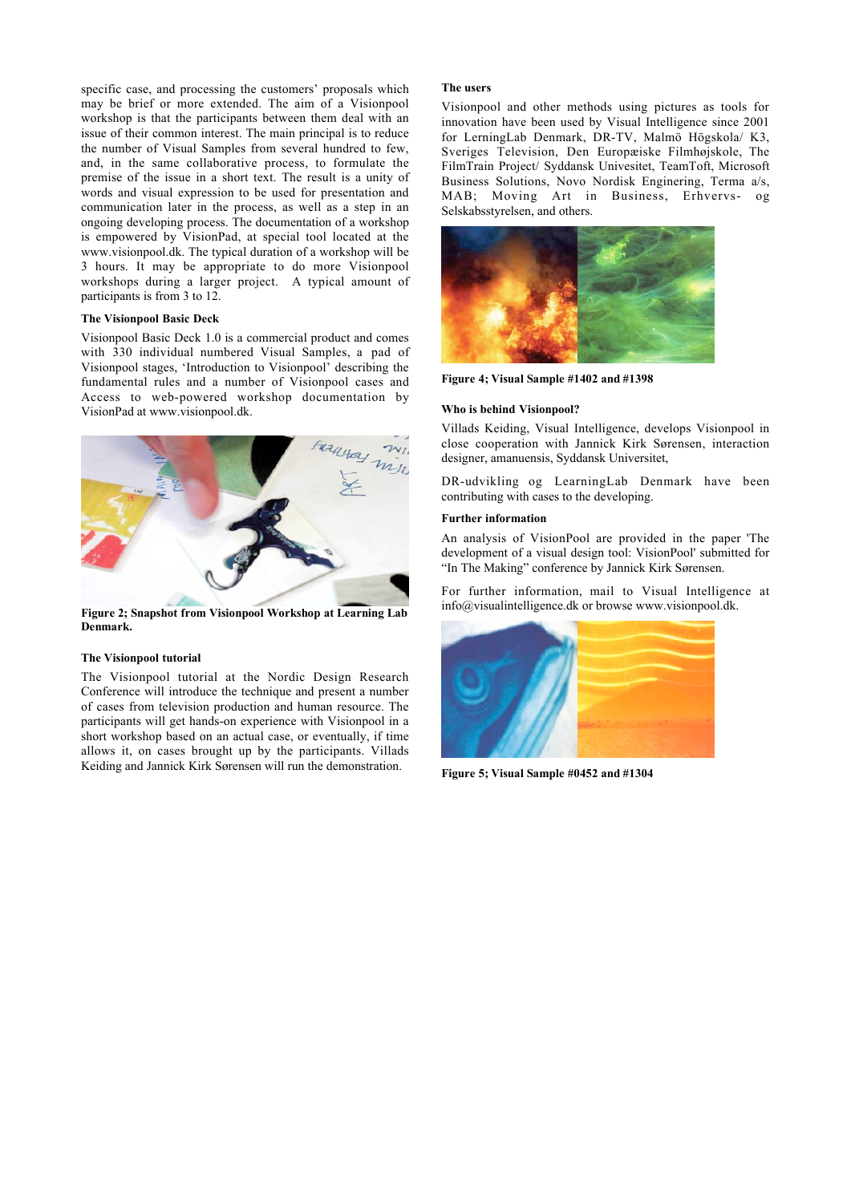specific case, and processing the customers' proposals which may be brief or more extended. The aim of a Visionpool workshop is that the participants between them deal with an issue of their common interest. The main principal is to reduce the number of Visual Samples from several hundred to few, and, in the same collaborative process, to formulate the premise of the issue in a short text. The result is a unity of words and visual expression to be used for presentation and communication later in the process, as well as a step in an ongoing developing process. The documentation of a workshop is empowered by VisionPad, at special tool located at the www.visionpool.dk. The typical duration of a workshop will be 3 hours. It may be appropriate to do more Visionpool workshops during a larger project. A typical amount of participants is from 3 to 12.

**The Visionpool Basic Deck**

Visionpool Basic Deck 1.0 is a commercial product and comes with 330 individual numbered Visual Samples, a pad of Visionpool stages, 'Introduction to Visionpool' describing the fundamental rules and a number of Visionpool cases and Access to web-powered workshop documentation by VisionPad at www.visionpool.dk.

**Figure 2; Snapshot from Visionpool Workshop at Learning Lab Denmark.**

**The Visionpool tutorial**

The Visionpool tutorial at the Nordic Design Research Conference will introduce the technique and present a number of cases from television production and human resource. The participants will get hands-on experience with Visionpool in a short workshop based on an actual case, or eventually, if time allows it, on cases brought up by the participants. Villads Keiding and Jannick Kirk Sørensen will run the demonstration.

**The users**

Visionpool and other methods using pictures as tools for innovation have been used by Visual Intelligence since 2001 for LerningLab Denmark, DR-TV, Malmö Högskola/ K3, Sveriges Television, Den Europæiske Filmhøjskole, The FilmTrain Project/ Syddansk Univesitet, TeamToft, Microsoft Business Solutions, Novo Nordisk Enginering, Terma a/s, MAB; Moving Art in Business, Erhvervs- og Selskabsstyrelsen, and others.

**Figure 4; Visual Sample #1402 and #1398**

**Who is behind Visionpool?**

Villads Keiding, Visual Intelligence, develops Visionpool in close cooperation with Jannick Kirk Sørensen, interaction designer, amanuensis, Syddansk Universitet,

DR-udvikling og LearningLab Denmark have been contributing with cases to the developing.

**Further information**

An analysis of VisionPool are provided in the paper 'The development of a visual design tool: VisionPool' submitted for "In The Making" conference by Jannick Kirk Sørensen.

For further information, mail to Visual Intelligence at info@visualintelligence.dk or browse www.visionpool.dk.

**Figure 5; Visual Sample #0452 and #1304**